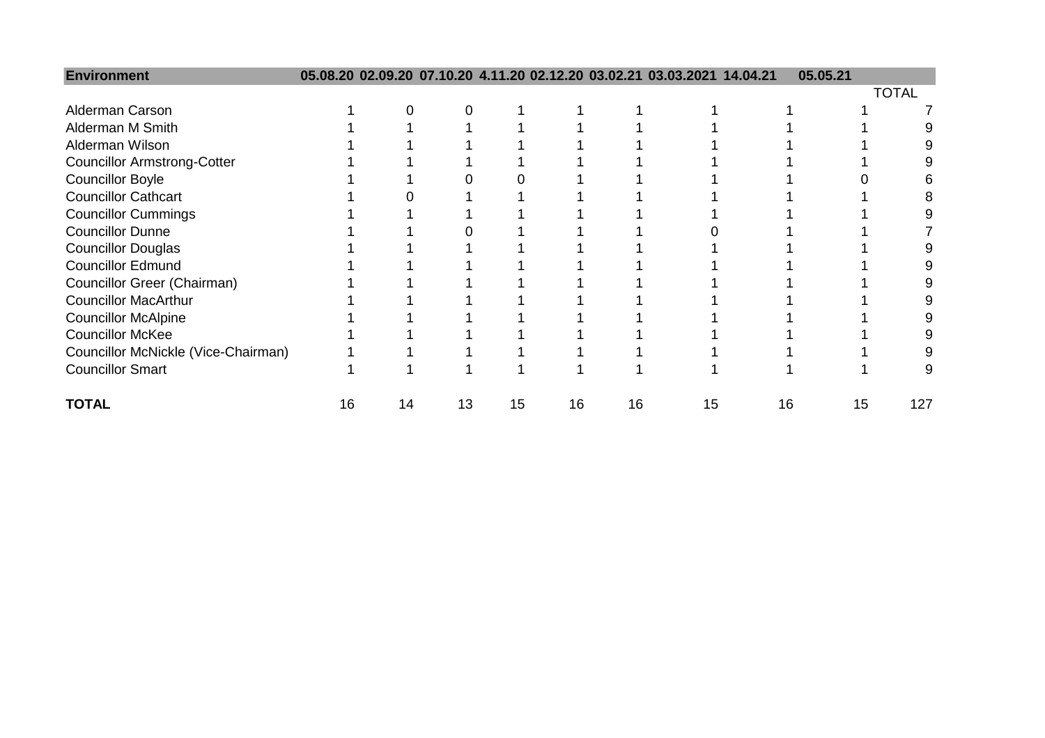| Environment | 05.08.20 | 02.09.20 | 07.10.20 | 4.11.20 | 02.12.20 | 03.02.21 | 03.03.2021 | 14.04.21 | 05.05.21 | TOTAL |
|---|---|---|---|---|---|---|---|---|---|---|
| Alderman Carson | 1 | 0 | 0 | 1 | 1 | 1 | 1 | 1 | 1 | 7 |
| Alderman M Smith | 1 | 1 | 1 | 1 | 1 | 1 | 1 | 1 | 1 | 9 |
| Alderman Wilson | 1 | 1 | 1 | 1 | 1 | 1 | 1 | 1 | 1 | 9 |
| Councillor Armstrong-Cotter | 1 | 1 | 1 | 1 | 1 | 1 | 1 | 1 | 1 | 9 |
| Councillor Boyle | 1 | 1 | 0 | 0 | 1 | 1 | 1 | 1 | 0 | 6 |
| Councillor Cathcart | 1 | 0 | 1 | 1 | 1 | 1 | 1 | 1 | 1 | 8 |
| Councillor Cummings | 1 | 1 | 1 | 1 | 1 | 1 | 1 | 1 | 1 | 9 |
| Councillor Dunne | 1 | 1 | 0 | 1 | 1 | 1 | 0 | 1 | 1 | 7 |
| Councillor Douglas | 1 | 1 | 1 | 1 | 1 | 1 | 1 | 1 | 1 | 9 |
| Councillor Edmund | 1 | 1 | 1 | 1 | 1 | 1 | 1 | 1 | 1 | 9 |
| Councillor Greer (Chairman) | 1 | 1 | 1 | 1 | 1 | 1 | 1 | 1 | 1 | 9 |
| Councillor MacArthur | 1 | 1 | 1 | 1 | 1 | 1 | 1 | 1 | 1 | 9 |
| Councillor McAlpine | 1 | 1 | 1 | 1 | 1 | 1 | 1 | 1 | 1 | 9 |
| Councillor McKee | 1 | 1 | 1 | 1 | 1 | 1 | 1 | 1 | 1 | 9 |
| Councillor McNickle (Vice-Chairman) | 1 | 1 | 1 | 1 | 1 | 1 | 1 | 1 | 1 | 9 |
| Councillor Smart | 1 | 1 | 1 | 1 | 1 | 1 | 1 | 1 | 1 | 9 |
| **TOTAL** | 16 | 14 | 13 | 15 | 16 | 16 | 15 | 16 | 15 | 127 |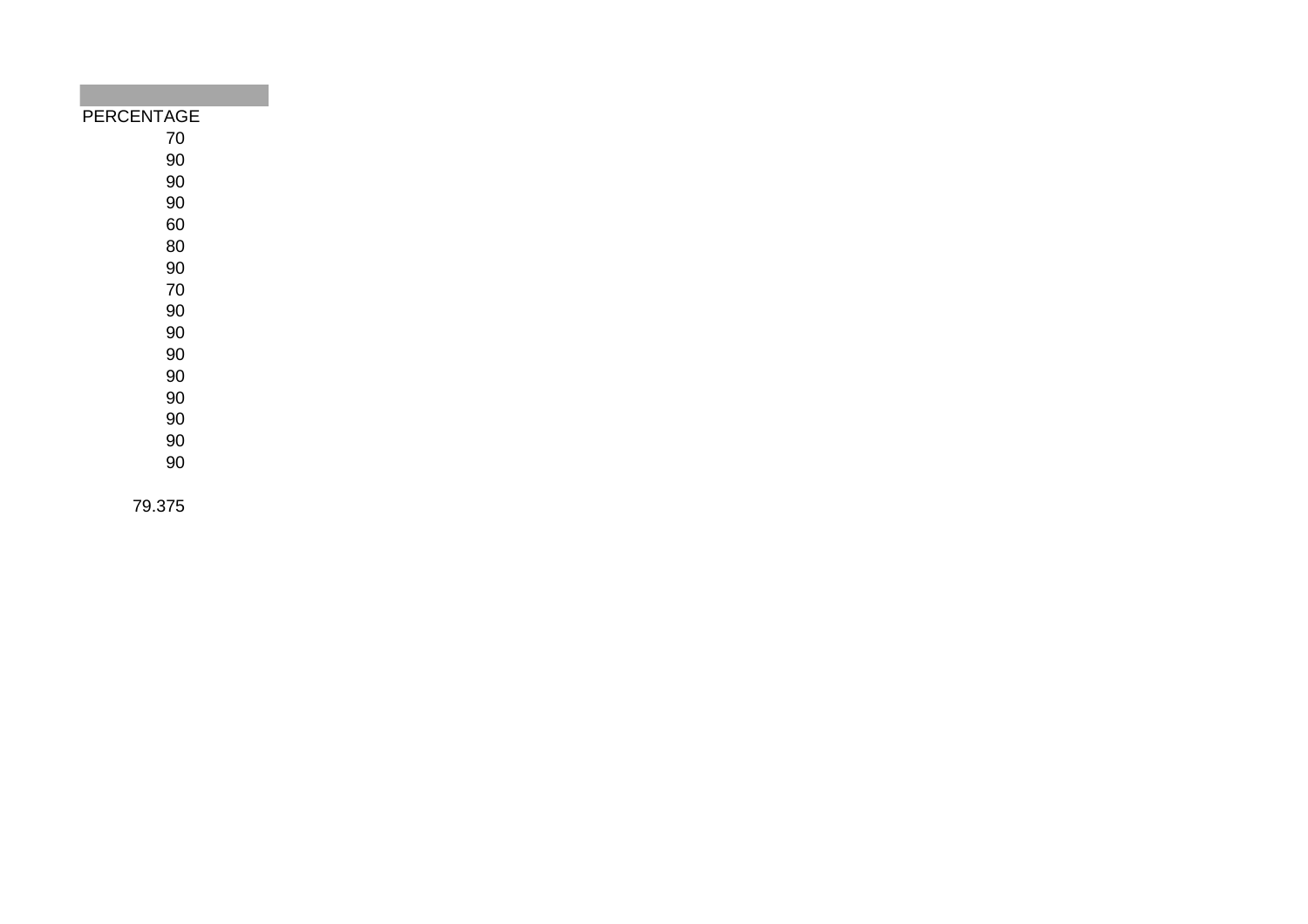| PERCENTAGE |
| --- |
| 70 |
| 90 |
| 90 |
| 90 |
| 60 |
| 80 |
| 90 |
| 70 |
| 90 |
| 90 |
| 90 |
| 90 |
| 90 |
| 90 |
| 90 |
| 90 |
| |
| 79.375 |